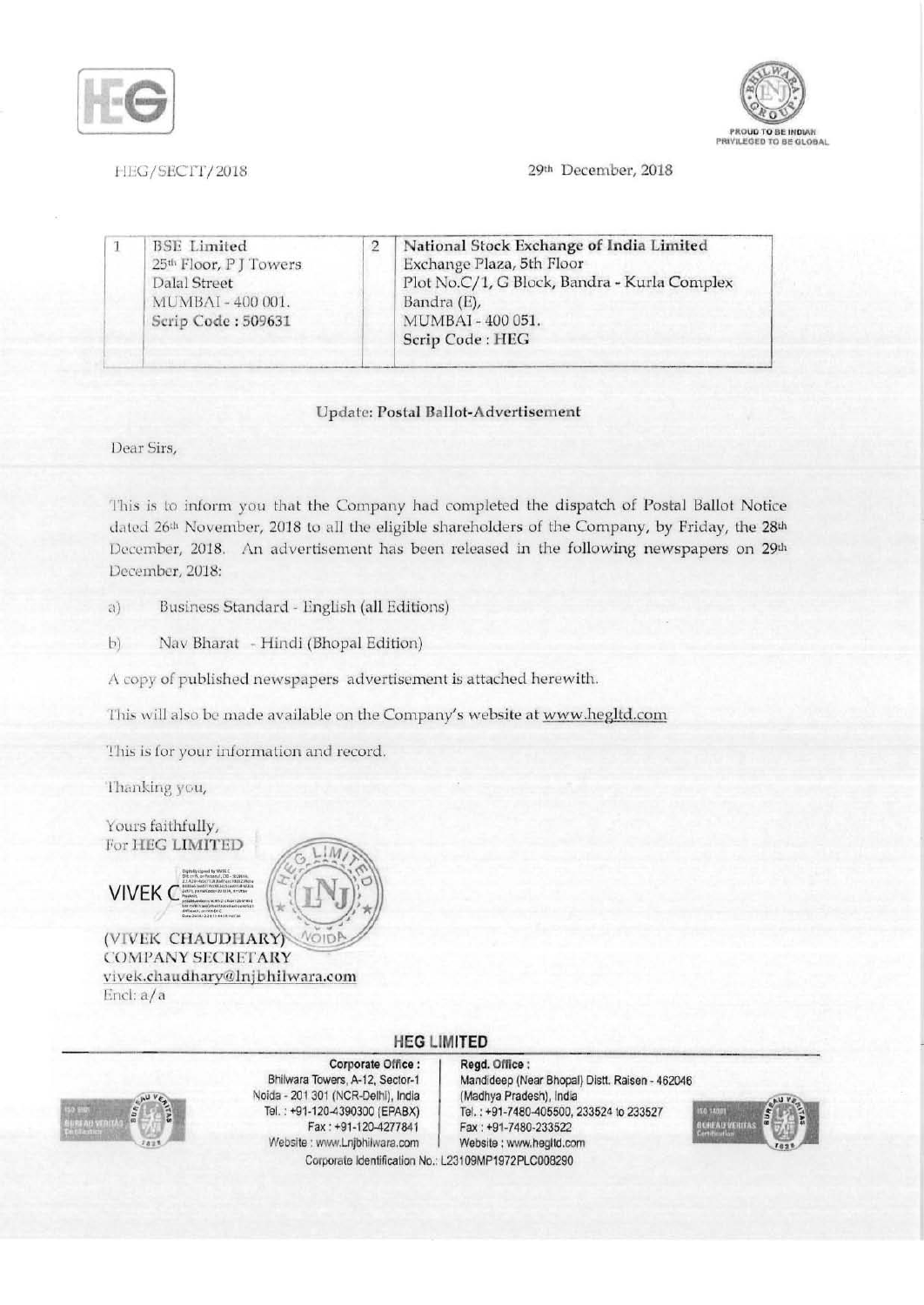HEG/SECTT/2018

29th December, 2018

| | | | |
|---|---|---|---|
| 1 | BSE Limited<br>25th Floor, P J Towers<br>Dalal Street<br>MUMBAI - 400 001.<br>Scrip Code : 509631 | 2 | National Stock Exchange of India Limited<br>Exchange Plaza, 5th Floor<br>Plot No.C/1, G Block, Bandra - Kurla Complex<br>Bandra (E),<br>MUMBAI - 400 051.<br>Scrip Code : HEG |

**Update: Postal Ballot-Advertisement**

Dear Sirs,

This is to inform you that the Company had completed the dispatch of Postal Ballot Notice dated 26th November, 2018 to all the eligible shareholders of the Company, by Friday, the 28th December, 2018. An advertisement has been released in the following newspapers on 29th December, 2018:

a) Business Standard - English (all Editions)

b) Nav Bharat - Hindi (Bhopal Edition)

A copy of published newspapers advertisement is attached herewith.

This will also be made available on the Company's website at www.hegltd.com

This is for your information and record.

Thanking you,

Yours faithfully,
For HEG LIMITED

VIVEK C

(VIVEK CHAUDHARY)
COMPANY SECRETARY
vivek.chaudhary@lnjbhilwara.com
Encl: a/a

**HEG LIMITED**

Corporate Office :
Bhilwara Towers, A-12, Sector-1
Noida - 201 301 (NCR-Delhi), India
Tel. : +91-120-4390300 (EPABX)
Fax : +91-120-4277841
Website : www.Lnjbhilwara.com

Regd. Office :
Mandideep (Near Bhopal) Distt. Raisen - 462046
(Madhya Pradesh), India
Tel. : +91-7480-405500, 233524 to 233527
Fax : +91-7480-233522
Website : www.hegltd.com

Corporate Identification No.: L23109MP1972PLC008290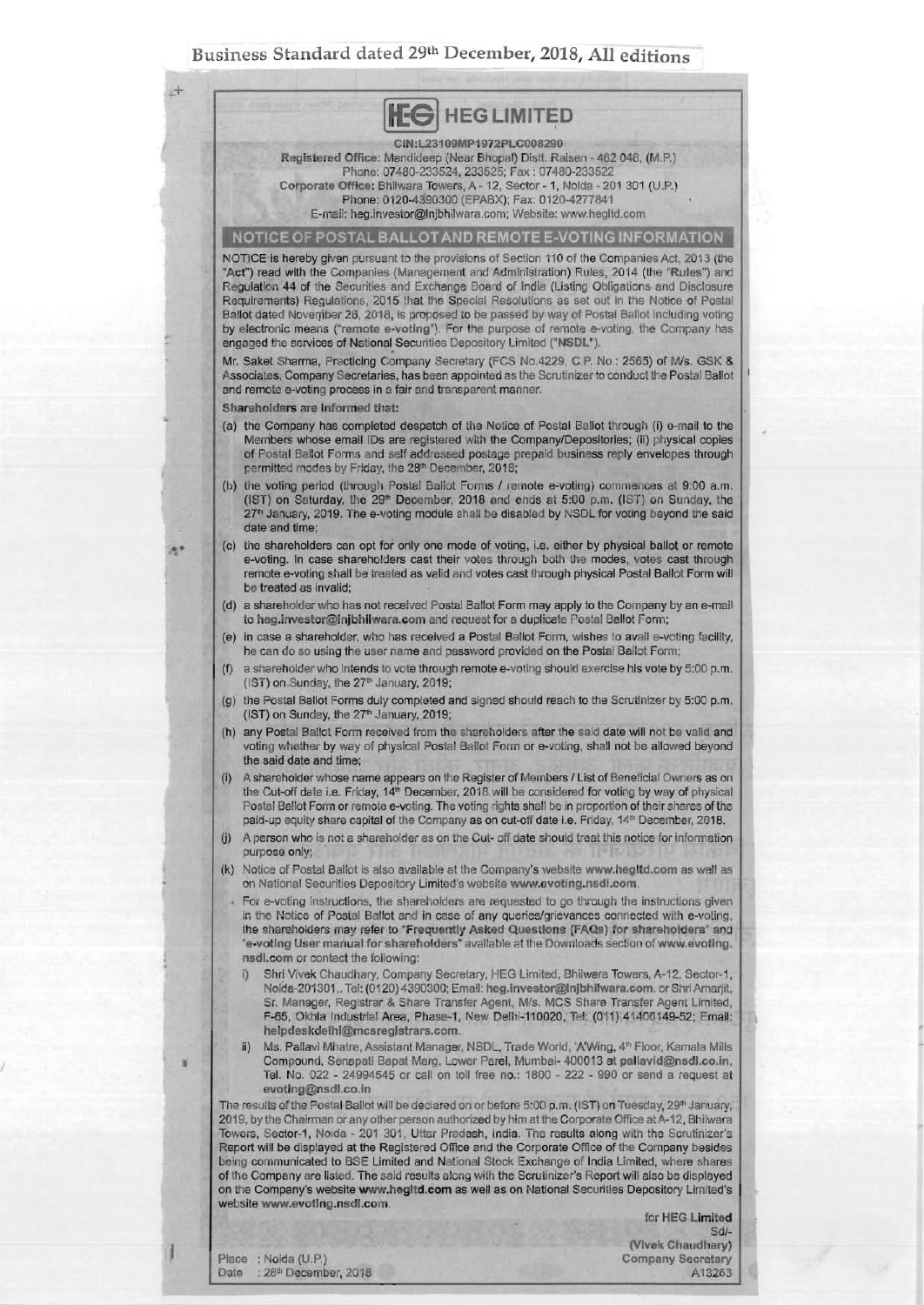Business Standard dated 29th December, 2018, All editions

# HEG LIMITED

CIN:L23109MP1972PLC008290

Registered Office: Mandideep (Near Bhopal) Distt. Raisen - 462 046, (M.P.)
Phone: 07480-233524, 233525; Fax : 07480-233522
Corporate Office: Bhilwara Towers, A - 12, Sector - 1, Noida - 201 301 (U.P.)
Phone: 0120-4390300 (EPABX); Fax: 0120-4277841
E-mail: heg.investor@lnjbhilwara.com; Website: www.hegltd.com

## NOTICE OF POSTAL BALLOT AND REMOTE E-VOTING INFORMATION

NOTICE is hereby given pursuant to the provisions of Section 110 of the Companies Act, 2013 (the "Act") read with the Companies (Management and Administration) Rules, 2014 (the "Rules") and Regulation 44 of the Securities and Exchange Board of India (Listing Obligations and Disclosure Requirements) Regulations, 2015 that the Special Resolutions as set out in the Notice of Postal Ballot dated November 26, 2018, is proposed to be passed by way of Postal Ballot including voting by electronic means ("remote e-voting"). For the purpose of remote e-voting, the Company has engaged the services of National Securities Depository Limited ("NSDL").

Mr. Saket Sharma, Practicing Company Secretary (FCS No.4229, C.P. No.: 2565) of M/s. GSK & Associates, Company Secretaries, has been appointed as the Scrutinizer to conduct the Postal Ballot and remote e-voting process in a fair and transparent manner.

**Shareholders are informed that:**

(a) the Company has completed despatch of the Notice of Postal Ballot through (i) e-mail to the Members whose email IDs are registered with the Company/Depositories; (ii) physical copies of Postal Ballot Forms and self addressed postage prepaid business reply envelopes through permitted modes by Friday, the 28th December, 2018;

(b) the voting period (through Postal Ballot Forms / remote e-voting) commences at 9:00 a.m. (IST) on Saturday, the 29th December, 2018 and ends at 5:00 p.m. (IST) on Sunday, the 27th January, 2019. The e-voting module shall be disabled by NSDL for voting beyond the said date and time;

(c) the shareholders can opt for only one mode of voting, i.e. either by physical ballot or remote e-voting. In case shareholders cast their votes through both the modes, votes cast through remote e-voting shall be treated as valid and votes cast through physical Postal Ballot Form will be treated as invalid;

(d) a shareholder who has not received Postal Ballot Form may apply to the Company by an e-mail to heg.investor@lnjbhilwara.com and request for a duplicate Postal Ballot Form;

(e) in case a shareholder, who has received a Postal Ballot Form, wishes to avail e-voting facility, he can do so using the user name and password provided on the Postal Ballot Form;

(f) a shareholder who intends to vote through remote e-voting should exercise his vote by 5:00 p.m. (IST) on Sunday, the 27th January, 2019;

(g) the Postal Ballot Forms duly completed and signed should reach to the Scrutinizer by 5:00 p.m. (IST) on Sunday, the 27th January, 2019;

(h) any Postal Ballot Form received from the shareholders after the said date will not be valid and voting whether by way of physical Postal Ballot Form or e-voting, shall not be allowed beyond the said date and time;

(i) A shareholder whose name appears on the Register of Members / List of Beneficial Owners as on the Cut-off date i.e. Friday, 14th December, 2018 will be considered for voting by way of physical Postal Ballot Form or remote e-voting. The voting rights shall be in proportion of their shares of the paid-up equity share capital of the Company as on cut-off date i.e. Friday, 14th December, 2018.

(j) A person who is not a shareholder as on the Cut- off date should treat this notice for information purpose only;

(k) Notice of Postal Ballot is also available at the Company's website www.hegltd.com as well as on National Securities Depository Limited's website www.evoting.nsdl.com.

For e-voting instructions, the shareholders are requested to go through the instructions given in the Notice of Postal Ballot and in case of any queries/grievances connected with e-voting, the shareholders may refer to "Frequently Asked Questions (FAQs) for shareholders" and "e-voting User manual for shareholders" available at the Downloads section of www.evoting.nsdl.com or contact the following:

i) Shri Vivek Chaudhary, Company Secretary, HEG Limited, Bhilwara Towers, A-12, Sector-1, Noida-201301,. Tel: (0120) 4390300; Email: heg.investor@lnjbhilwara.com. or Shri Amarjit, Sr. Manager, Registrar & Share Transfer Agent, M/s. MCS Share Transfer Agent Limited, F-65, Okhla Industrial Area, Phase-1, New Delhi-110020, Tel: (011) 41406149-52; Email: helpdeskdelhi@mcsregistrars.com.

ii) Ms. Pallavi Mhatre, Assistant Manager, NSDL, Trade World, 'A'Wing, 4th Floor, Kamala Mills Compound, Senapati Bapat Marg, Lower Parel, Mumbai- 400013 at pallavid@nsdl.co.in, Tel. No. 022 - 24994545 or call on toll free no.: 1800 - 222 - 990 or send a request at evoting@nsdl.co.in

The results of the Postal Ballot will be declared on or before 5:00 p.m. (IST) on Tuesday, 29th January, 2019, by the Chairman or any other person authorized by him at the Corporate Office at A-12, Bhilwara Towers, Sector-1, Noida - 201 301, Uttar Pradesh, India. The results along with the Scrutinizer's Report will be displayed at the Registered Office and the Corporate Office of the Company besides being communicated to BSE Limited and National Stock Exchange of India Limited, where shares of the Company are listed. The said results along with the Scrutinizer's Report will also be displayed on the Company's website www.hegltd.com as well as on National Securities Depository Limited's website www.evoting.nsdl.com.

for HEG Limited
Sd/-
(Vivek Chaudhary)
Company Secretary
A13263

Place : Noida (U.P.)
Date : 28th December, 2018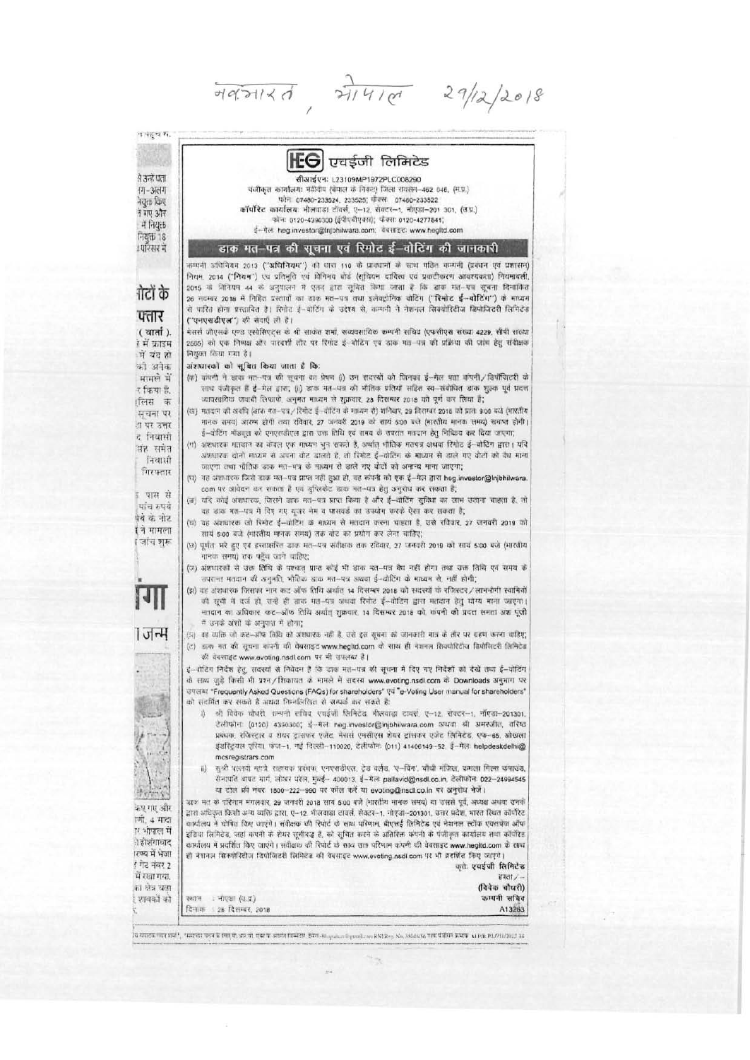नवभारत, भोपाल 29/12/2018

# HEG एचईजी लिमिटेड

सीआईएन: L23109MP1972PLC008290

पंजीकृत कार्यालय: मंडीदीप (भोपाल के निकट) जिला रायसेन-462 046, (म.प्र.)

फोन: 07480-233524, 233525; फैक्स: 07480-233522

कॉर्पोरेट कार्यालय: भीलवाड़ा टॉवर्स, ए-12, सेक्टर-1, नोएडा-201 301, (उ.प्र.)

फोन: 0120-4390300 (ईपीएबीएक्स); फैक्स: 0120-4277841;

ई-मेल: heg.investor@lnjbhilwara.com; वेबसाइट: www.hegltd.com

## डाक मत-पत्र की सूचना एवं रिमोट ई-वोटिंग की जानकारी

कम्पनी अधिनियम 2013 ("अधिनियम") की धारा 110 के प्रावधानों के साथ पठित कम्पनी (प्रबंधन एवं प्रशासन) नियम, 2014 ("नियम") एवं प्रतिभूति एवं विनिमय बोर्ड (सूचियन दायित्व एवं प्रकटीकरण आवश्यकता) नियमावली, 2015 के विनियम 44 के अनुपालन में एतद् द्वारा सूचित किया जाता है कि डाक मत-पत्र सूचना दिनांकित 26 नवम्बर 2018 में निहित प्रस्तावों का डाक मत-पत्र तथा इलेक्ट्रॉनिक वोटिंग ("रिमोट ई-वोटिंग") के माध्यम से पारित होना प्रस्तावित है। रिमोट ई-वोटिंग के उद्देश्य से, कम्पनी ने नेशनल सिक्योरिटीज डिपोजिटरी लिमिटेड ("एनएसडीएल") की सेवाएं ली हैं।

मेसर्स जीएसके एण्ड एसोसिएट्स के श्री साकेत शर्मा, व्यवसायिक कम्पनी सचिव (एफसीएस संख्या 4229, सीपी संख्या 2565) को एक निष्पक्ष और पारदर्शी तौर पर रिमोट ई-वोटिंग एवं डाक मत-पत्र की प्रक्रिया की जांच हेतु संवीक्षक नियुक्त किया गया है।

अंशधारकों को सूचित किया जाता है कि:

(क) कम्पनी ने डाक मत-पत्र की सूचना का प्रेषण (i) उन सदस्यों को जिनका ई-मेल पता कम्पनी/डिपॉजिटरी के साथ पंजीकृत है ई-मेल द्वारा; (ii) डाक मत-पत्र की भौतिक प्रतियाँ सहित स्व-संबोधित डाक शुल्क पूर्व प्रदत्त व्यावसायिक जवाबी लिफाफे, अनुमत माध्यम से शुक्रवार, 28 दिसम्बर 2018 को पूर्ण कर लिया है;

(ख) मतदान की अवधि (डाक मत-पत्र/रिमोट ई-वोटिंग के माध्यम से) शनिवार, 29 दिसम्बर 2018 को प्रातः 9:00 बजे (भारतीय मानक समय) आरम्भ होगी तथा रविवार, 27 जनवरी 2019 को सायं 5:00 बजे (भारतीय मानक समय) समाप्त होगी। ई-वोटिंग मॉड्यूल को एनएसडीएल द्वारा उक्त तिथि एवं समय के उपरान्त मतदान हेतु निष्क्रिय कर दिया जाएगा;

(ग) अंशधारक मतदान का केवल एक माध्यम चुन सकते है, अर्थात भौतिक मतपत्र अथवा रिमोट ई-वोटिंग द्वारा। यदि अंशधारक दोनों माध्यम से अपना वोट डालते हैं, तो रिमोट ई-वोटिंग के माध्यम से डाले गए वोटों को वैध माना जाएगा तथा भौतिक डाक मत-पत्र के माध्यम से डाले गए वोटों को अमान्य माना जाएगा;

(घ) वह अंशधारक जिसे डाक मत-पत्र प्राप्त नहीं हुआ हो, वह कंपनी को एक ई-मेल द्वारा heg.investor@lnjbhilwara.com पर आवेदन कर सकता है एवं डुप्लिकेट डाक मत-पत्र हेतु अनुरोध कर सकता है;

(ङ) यदि कोई अंशधारक, जिसने डाक मत-पत्र प्राप्त किया है और ई-वोटिंग सुविधा का लाभ उठाना चाहता है, तो वह डाक मत-पत्र में दिए गए यूजर नेम व पासवर्ड का उपयोग करके ऐसा कर सकता है;

(च) वह अंशधारक जो रिमोट ई-वोटिंग के माध्यम से मतदान करना चाहता है, उसे रविवार, 27 जनवरी 2019 को सायं 5:00 बजे (भारतीय मानक समय) तक वोट का प्रयोग कर लेना चाहिए;

(छ) पूर्णतः भरे हुए एवं हस्ताक्षरित डाक मत-पत्र संवीक्षक तक रविवार, 27 जनवरी 2019 को सायं 5:00 बजे (भारतीय मानक समय) तक पहुँच जाने चाहिए;

(ज) अंशधारकों से उक्त तिथि के पश्चात् प्राप्त कोई भी डाक मत-पत्र वैध नहीं होगा तथा उक्त तिथि एवं समय के उपरान्त मतदान की अनुमति, भौतिक डाक मत-पत्र अथवा ई-वोटिंग के माध्यम से, नहीं होगी;

(झ) वह अंशधारक जिसका नाम कट ऑफ तिथि अर्थात् 14 दिसम्बर 2018 को सदस्यों के रजिस्टर/लाभभोगी स्वामियों की सूची में दर्ज हो, उसे ही डाक मत-पत्र अथवा रिमोट ई-वोटिंग द्वारा मतदान हेतु योग्य माना जाएगा। मतदान का अधिकार कट-ऑफ तिथि अर्थात् शुक्रवार, 14 दिसम्बर 2018 को, कंपनी की प्रदत्त समता अंश पूंजी में उनके अंशों के अनुपात में होगा;

(ञ) वह व्यक्ति जो कट-ऑफ तिथि को अंशधारक नहीं है, उसे इस सूचना को जानकारी मात्र के तौर पर ग्रहण करना चाहिए;

(ट) डाक मत की सूचना कंपनी की वेबसाइट www.hegltd.com के साथ ही नेशनल सिक्योरिटीज डिपोजिटरी लिमिटेड की वेबसाइट www.evoting.nsdl.com पर भी उपलब्ध है।

ई-वोटिंग निर्देश हेतु, सदस्यों से निवेदन है कि डाक मत-पत्र की सूचना में दिए गए निर्देशों को देखें तथा ई-वोटिंग के साथ जुड़े किसी भी प्रश्न/शिकायत के मामले में सदस्य www.evoting.nsdl.com के Downloads अनुभाग पर उपलब्ध "Frequently Asked Questions (FAQs) for shareholders" एवं "e-Voting User manual for shareholders" को संदर्भित कर सकते है अथवा निम्नलिखित से सम्पर्क कर सकते है:

i) श्री विवेक चौधरी, कम्पनी सचिव, एचईजी लिमिटेड, भीलवाड़ा टावर्स, ए-12, सेक्टर-1, नोएडा-201301, टेलीफोनः (0120) 4390300; ई-मेलः heg.investor@lnjbhilwara.com अथवा श्री अमरजीत, वरिष्ठ प्रबंधक, रजिस्ट्रार व शेयर ट्रांसफर एजेंट, मेसर्स एमसीएस शेयर ट्रांसफर एजेंट लिमिटेड, एफ-65, ओखला इंडस्ट्रियल एरिया, फेज-1, नई दिल्ली-110020, टेलीफोनः (011) 41406149-52, ई-मेलः helpdeskdelhi@mcsregistrars.com

ii) सुश्री पल्लवी म्हात्रे, सहायक प्रबंधक, एनएसडीएल, ट्रेड वर्ल्ड, 'ए'-विंग, चौथी मंजिल, कमला मिल्स कंपाउंड, सेनापति बापट मार्ग, लोअर परेल, मुंबई- 400013, ई-मेलः pallavid@nsdl.co.in, टेलीफोनः 022-24994545 या टोल फ्री नंबर: 1800-222-990 पर कॉल करें या evoting@nsdl.co.in पर अनुरोध भेजें।

डाक मत के परिणाम मंगलवार, 29 जनवरी 2018 सायं 5:00 बजे (भारतीय मानक समय) या उससे पूर्व, अध्यक्ष अथवा उनके द्वारा अधिकृत किसी अन्य व्यक्ति द्वारा, ए-12, भीलवाड़ा टावर्स, सेक्टर-1, नोएडा-201301, उत्तर प्रदेश, भारत स्थित कॉर्पोरेट कार्यालय में घोषित किए जाएंगे। संवीक्षक की रिपोर्ट के साथ परिणाम, बीएसई लिमिटेड एवं नेशनल स्टॉक एक्सचेंज ऑफ इंडिया लिमिटेड, जहां कंपनी के शेयर सूचीबद्ध हैं, को सूचित करने के अतिरिक्त कंपनी के पंजीकृत कार्यालय तथा कॉर्पोरेट कार्यालय में प्रदर्शित किए जाएंगे। संवीक्षक की रिपोर्ट के साथ उक्त परिणाम कंपनी की वेबसाइट www.hegltd.com के साथ ही नेशनल सिक्योरिटीज डिपोजिटरी लिमिटेड की वेबसाइट www.evoting.nsdl.com पर भी प्रदर्शित किए जाएंगे।

कृते एचईजी लिमिटेड

हस्ता/-

(विवेक चौधरी)

कम्पनी सचिव

स्थान : नोएडा (उ.प्र.)

दिनांक : 28 दिसम्बर, 2018

A13263